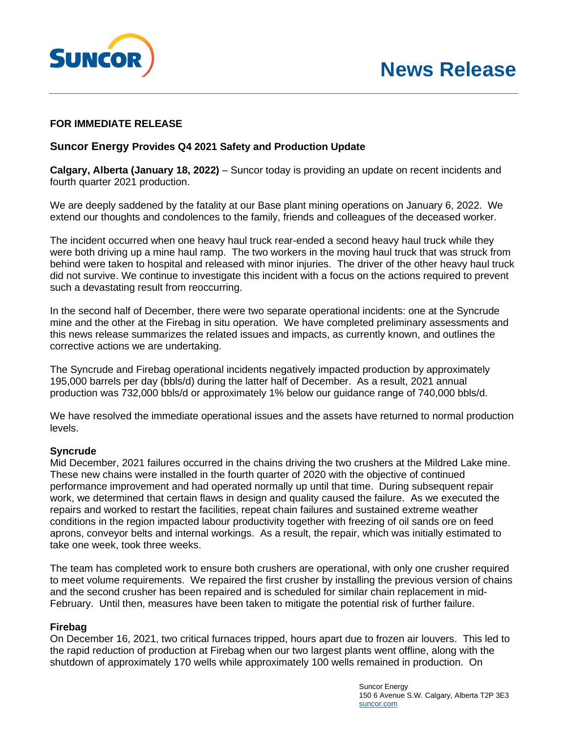**News Release**

**FOR IMMEDIATE RELEASE**

## Suncor Energy Provides Q4 2021 Safety and Production Update

**Calgary, Alberta (January 18, 2022)** – Suncor today is providing an update on recent incidents and fourth quarter 2021 production.

We are deeply saddened by the fatality at our Base plant mining operations on January 6, 2022. We extend our thoughts and condolences to the family, friends and colleagues of the deceased worker.

The incident occurred when one heavy haul truck rear-ended a second heavy haul truck while they were both driving up a mine haul ramp. The two workers in the moving haul truck that was struck from behind were taken to hospital and released with minor injuries. The driver of the other heavy haul truck did not survive. We continue to investigate this incident with a focus on the actions required to prevent such a devastating result from reoccurring.

In the second half of December, there were two separate operational incidents: one at the Syncrude mine and the other at the Firebag in situ operation. We have completed preliminary assessments and this news release summarizes the related issues and impacts, as currently known, and outlines the corrective actions we are undertaking.

The Syncrude and Firebag operational incidents negatively impacted production by approximately 195,000 barrels per day (bbls/d) during the latter half of December. As a result, 2021 annual production was 732,000 bbls/d or approximately 1% below our guidance range of 740,000 bbls/d.

We have resolved the immediate operational issues and the assets have returned to normal production levels.

### Syncrude

Mid December, 2021 failures occurred in the chains driving the two crushers at the Mildred Lake mine. These new chains were installed in the fourth quarter of 2020 with the objective of continued performance improvement and had operated normally up until that time. During subsequent repair work, we determined that certain flaws in design and quality caused the failure. As we executed the repairs and worked to restart the facilities, repeat chain failures and sustained extreme weather conditions in the region impacted labour productivity together with freezing of oil sands ore on feed aprons, conveyor belts and internal workings. As a result, the repair, which was initially estimated to take one week, took three weeks.

The team has completed work to ensure both crushers are operational, with only one crusher required to meet volume requirements. We repaired the first crusher by installing the previous version of chains and the second crusher has been repaired and is scheduled for similar chain replacement in mid-February. Until then, measures have been taken to mitigate the potential risk of further failure.

### Firebag

On December 16, 2021, two critical furnaces tripped, hours apart due to frozen air louvers. This led to the rapid reduction of production at Firebag when our two largest plants went offline, along with the shutdown of approximately 170 wells while approximately 100 wells remained in production. On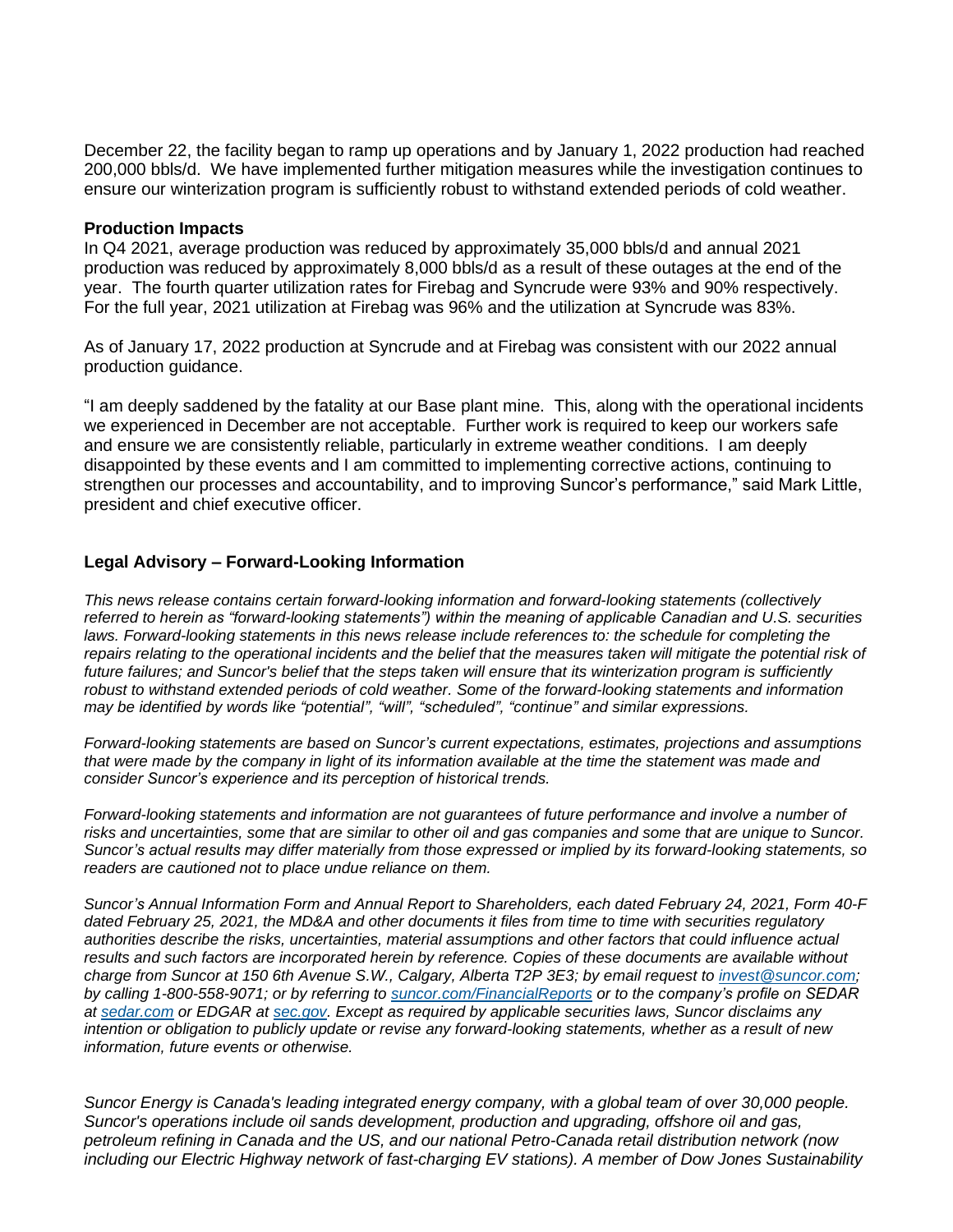December 22, the facility began to ramp up operations and by January 1, 2022 production had reached 200,000 bbls/d. We have implemented further mitigation measures while the investigation continues to ensure our winterization program is sufficiently robust to withstand extended periods of cold weather.

**Production Impacts**

In Q4 2021, average production was reduced by approximately 35,000 bbls/d and annual 2021 production was reduced by approximately 8,000 bbls/d as a result of these outages at the end of the year. The fourth quarter utilization rates for Firebag and Syncrude were 93% and 90% respectively. For the full year, 2021 utilization at Firebag was 96% and the utilization at Syncrude was 83%.

As of January 17, 2022 production at Syncrude and at Firebag was consistent with our 2022 annual production guidance.

"I am deeply saddened by the fatality at our Base plant mine. This, along with the operational incidents we experienced in December are not acceptable. Further work is required to keep our workers safe and ensure we are consistently reliable, particularly in extreme weather conditions. I am deeply disappointed by these events and I am committed to implementing corrective actions, continuing to strengthen our processes and accountability, and to improving Suncor's performance," said Mark Little, president and chief executive officer.

## Legal Advisory – Forward-Looking Information

*This news release contains certain forward-looking information and forward-looking statements (collectively referred to herein as "forward-looking statements") within the meaning of applicable Canadian and U.S. securities laws. Forward-looking statements in this news release include references to: the schedule for completing the repairs relating to the operational incidents and the belief that the measures taken will mitigate the potential risk of future failures; and Suncor's belief that the steps taken will ensure that its winterization program is sufficiently robust to withstand extended periods of cold weather. Some of the forward-looking statements and information may be identified by words like "potential", "will", "scheduled", "continue" and similar expressions.*

*Forward-looking statements are based on Suncor's current expectations, estimates, projections and assumptions that were made by the company in light of its information available at the time the statement was made and consider Suncor's experience and its perception of historical trends.*

*Forward-looking statements and information are not guarantees of future performance and involve a number of risks and uncertainties, some that are similar to other oil and gas companies and some that are unique to Suncor. Suncor's actual results may differ materially from those expressed or implied by its forward-looking statements, so readers are cautioned not to place undue reliance on them.*

*Suncor's Annual Information Form and Annual Report to Shareholders, each dated February 24, 2021, Form 40-F dated February 25, 2021, the MD&A and other documents it files from time to time with securities regulatory authorities describe the risks, uncertainties, material assumptions and other factors that could influence actual results and such factors are incorporated herein by reference. Copies of these documents are available without charge from Suncor at 150 6th Avenue S.W., Calgary, Alberta T2P 3E3; by email request to invest@suncor.com; by calling 1-800-558-9071; or by referring to suncor.com/FinancialReports or to the company's profile on SEDAR at sedar.com or EDGAR at sec.gov. Except as required by applicable securities laws, Suncor disclaims any intention or obligation to publicly update or revise any forward-looking statements, whether as a result of new information, future events or otherwise.*

*Suncor Energy is Canada's leading integrated energy company, with a global team of over 30,000 people. Suncor's operations include oil sands development, production and upgrading, offshore oil and gas, petroleum refining in Canada and the US, and our national Petro-Canada retail distribution network (now including our Electric Highway network of fast-charging EV stations). A member of Dow Jones Sustainability*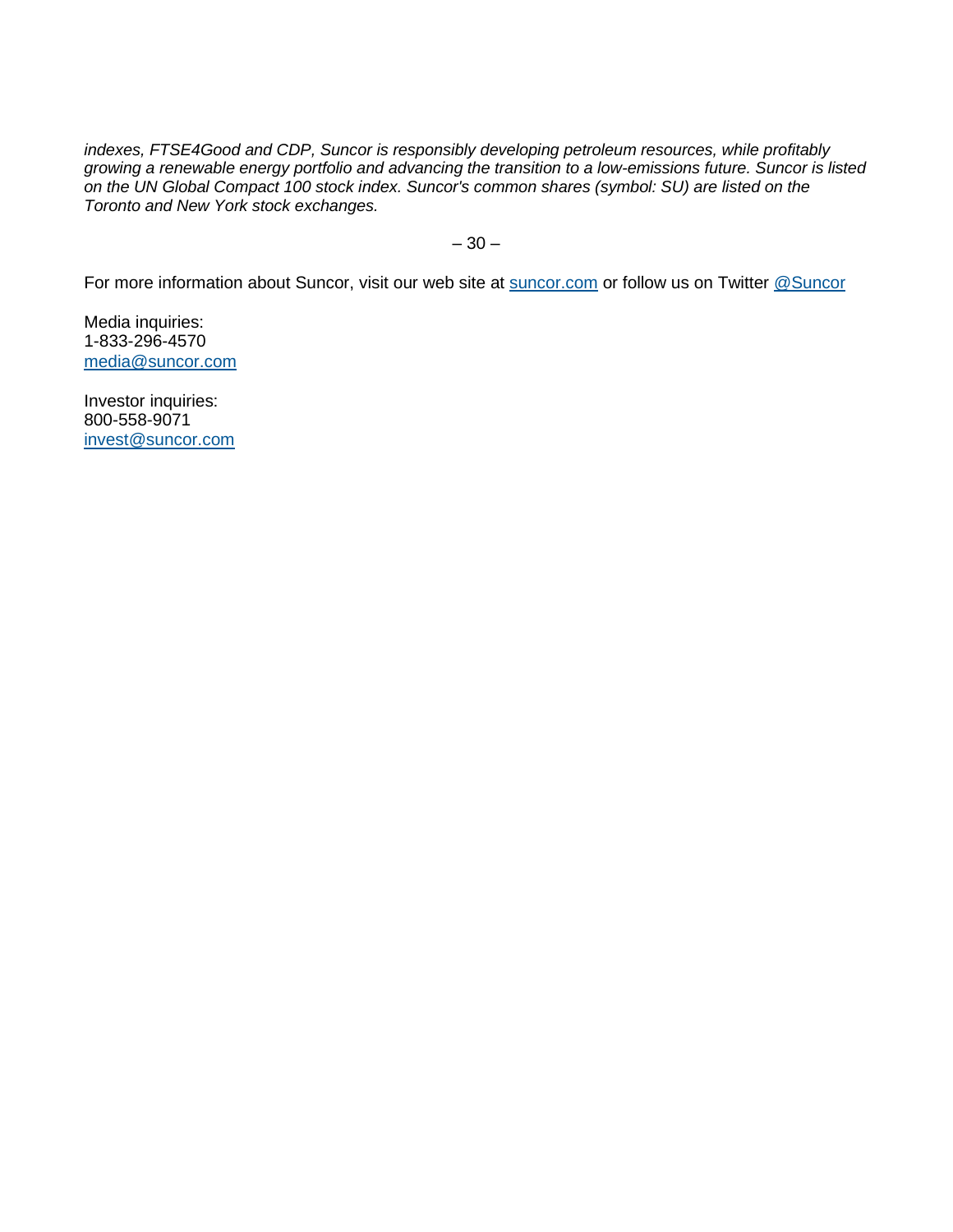*indexes, FTSE4Good and CDP, Suncor is responsibly developing petroleum resources, while profitably growing a renewable energy portfolio and advancing the transition to a low-emissions future. Suncor is listed on the UN Global Compact 100 stock index. Suncor's common shares (symbol: SU) are listed on the Toronto and New York stock exchanges.*

– 30 –

For more information about Suncor, visit our web site at suncor.com or follow us on Twitter @Suncor

Media inquiries:
1-833-296-4570
media@suncor.com

Investor inquiries:
800-558-9071
invest@suncor.com